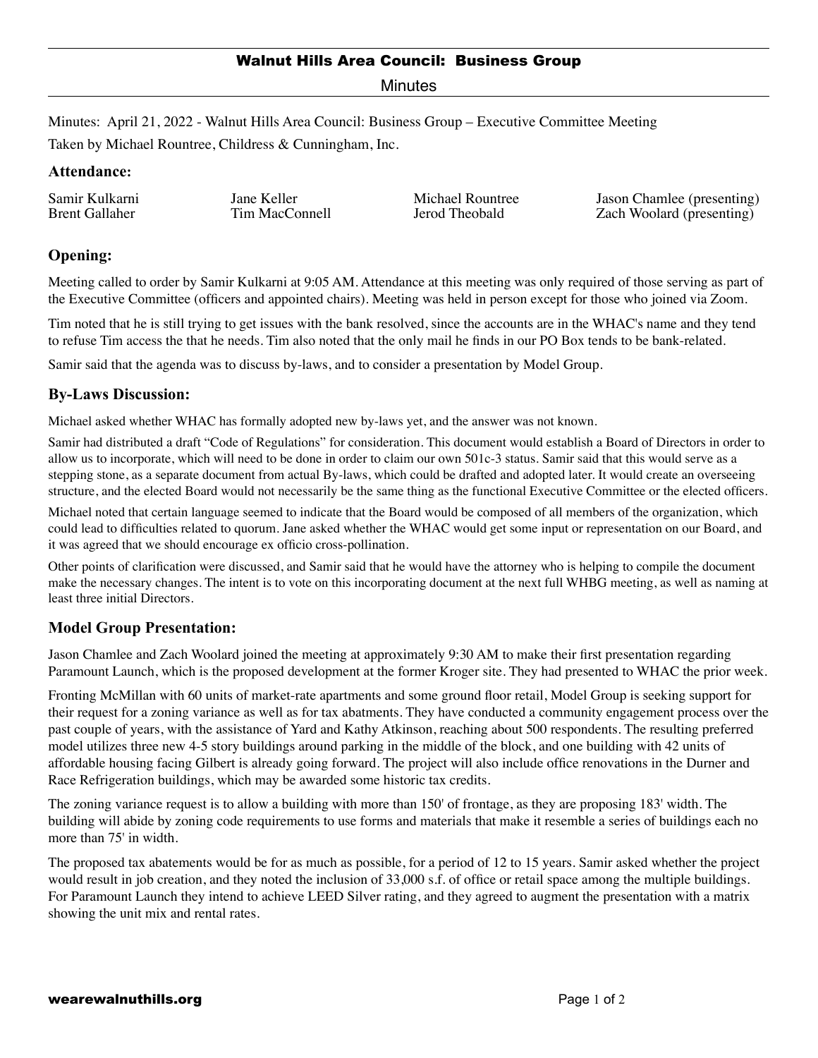# Walnut Hills Area Council: Business Group

Minutes

Minutes: April 21, 2022 - Walnut Hills Area Council: Business Group – Executive Committee Meeting

Taken by Michael Rountree, Childress & Cunningham, Inc.

## Attendance:

| | | | |
|---|---|---|---|
| Samir Kulkarni | Jane Keller | Michael Rountree | Jason Chamlee (presenting) |
| Brent Gallaher | Tim MacConnell | Jerod Theobald | Zach Woolard (presenting) |

## Opening:

Meeting called to order by Samir Kulkarni at 9:05 AM. Attendance at this meeting was only required of those serving as part of the Executive Committee (officers and appointed chairs). Meeting was held in person except for those who joined via Zoom.

Tim noted that he is still trying to get issues with the bank resolved, since the accounts are in the WHAC's name and they tend to refuse Tim access the that he needs. Tim also noted that the only mail he finds in our PO Box tends to be bank-related.

Samir said that the agenda was to discuss by-laws, and to consider a presentation by Model Group.

## By-Laws Discussion:

Michael asked whether WHAC has formally adopted new by-laws yet, and the answer was not known.

Samir had distributed a draft "Code of Regulations" for consideration. This document would establish a Board of Directors in order to allow us to incorporate, which will need to be done in order to claim our own 501c-3 status. Samir said that this would serve as a stepping stone, as a separate document from actual By-laws, which could be drafted and adopted later. It would create an overseeing structure, and the elected Board would not necessarily be the same thing as the functional Executive Committee or the elected officers.

Michael noted that certain language seemed to indicate that the Board would be composed of all members of the organization, which could lead to difficulties related to quorum. Jane asked whether the WHAC would get some input or representation on our Board, and it was agreed that we should encourage ex officio cross-pollination.

Other points of clarification were discussed, and Samir said that he would have the attorney who is helping to compile the document make the necessary changes. The intent is to vote on this incorporating document at the next full WHBG meeting, as well as naming at least three initial Directors.

## Model Group Presentation:

Jason Chamlee and Zach Woolard joined the meeting at approximately 9:30 AM to make their first presentation regarding Paramount Launch, which is the proposed development at the former Kroger site. They had presented to WHAC the prior week.

Fronting McMillan with 60 units of market-rate apartments and some ground floor retail, Model Group is seeking support for their request for a zoning variance as well as for tax abatments. They have conducted a community engagement process over the past couple of years, with the assistance of Yard and Kathy Atkinson, reaching about 500 respondents. The resulting preferred model utilizes three new 4-5 story buildings around parking in the middle of the block, and one building with 42 units of affordable housing facing Gilbert is already going forward. The project will also include office renovations in the Durner and Race Refrigeration buildings, which may be awarded some historic tax credits.

The zoning variance request is to allow a building with more than 150' of frontage, as they are proposing 183' width. The building will abide by zoning code requirements to use forms and materials that make it resemble a series of buildings each no more than 75' in width.

The proposed tax abatements would be for as much as possible, for a period of 12 to 15 years. Samir asked whether the project would result in job creation, and they noted the inclusion of 33,000 s.f. of office or retail space among the multiple buildings. For Paramount Launch they intend to achieve LEED Silver rating, and they agreed to augment the presentation with a matrix showing the unit mix and rental rates.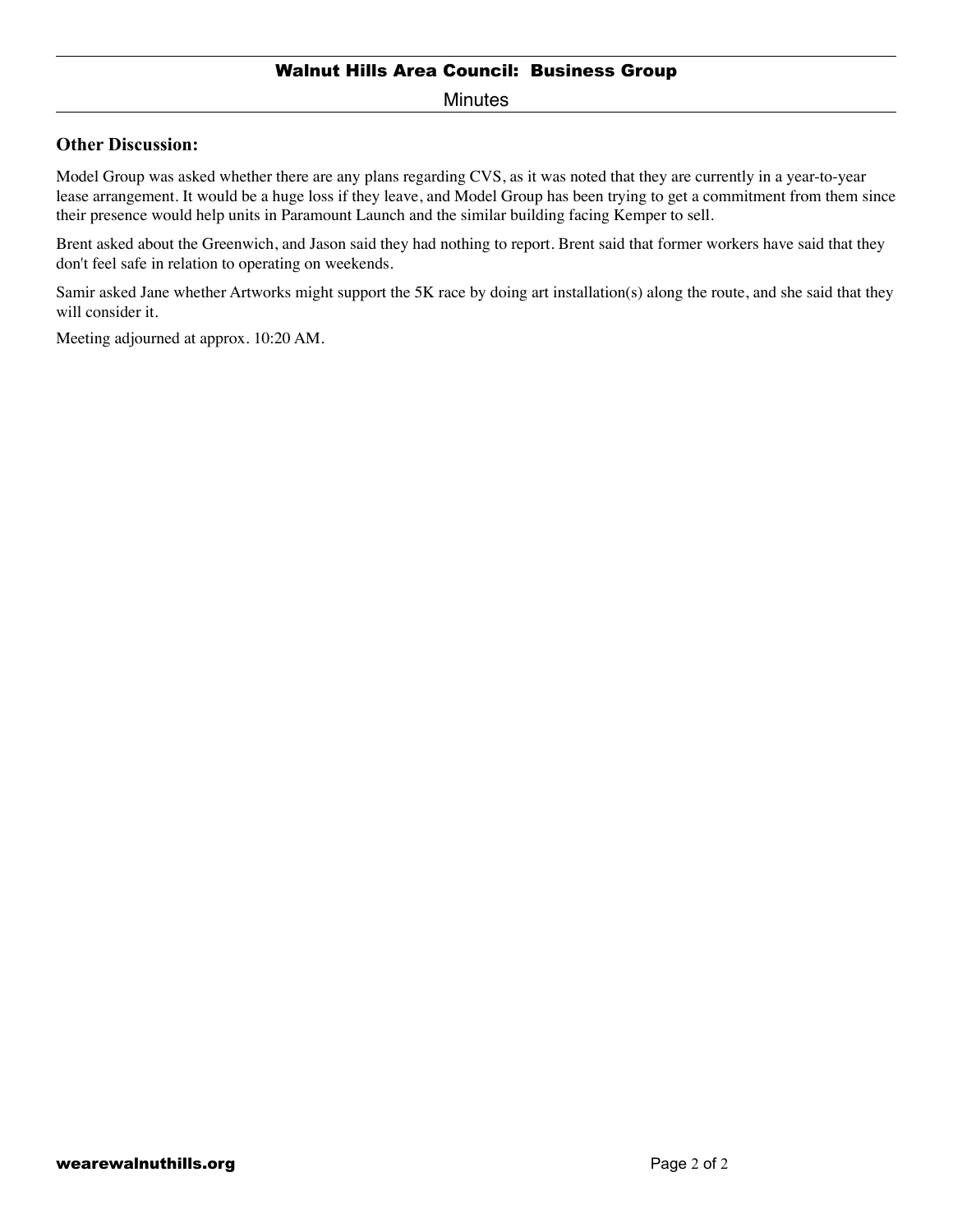## Other Discussion:

Model Group was asked whether there are any plans regarding CVS, as it was noted that they are currently in a year-to-year lease arrangement. It would be a huge loss if they leave, and Model Group has been trying to get a commitment from them since their presence would help units in Paramount Launch and the similar building facing Kemper to sell.

Brent asked about the Greenwich, and Jason said they had nothing to report. Brent said that former workers have said that they don't feel safe in relation to operating on weekends.

Samir asked Jane whether Artworks might support the 5K race by doing art installation(s) along the route, and she said that they will consider it.

Meeting adjourned at approx. 10:20 AM.